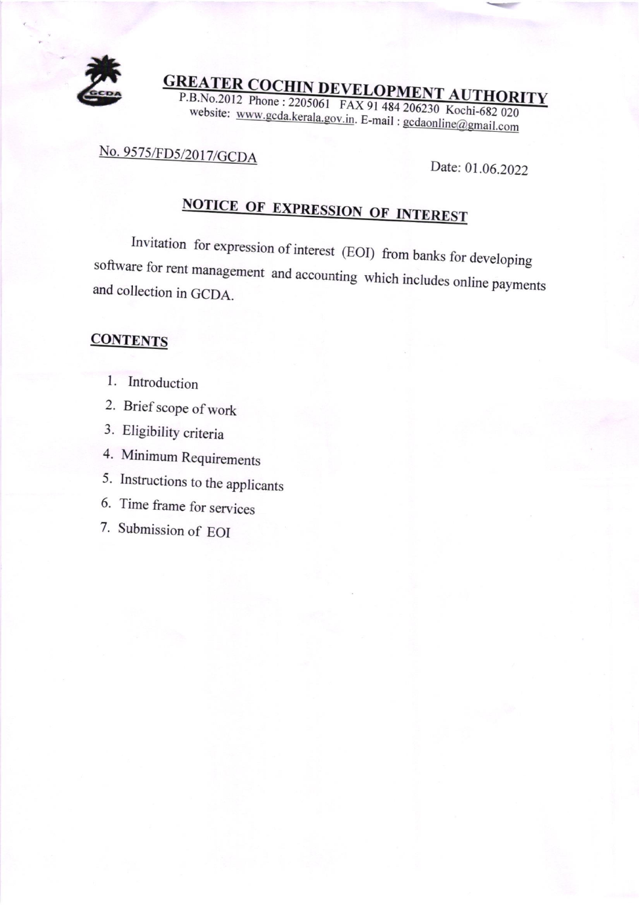# GREATER COCHIN DEVELOPMENT AUTHORITY

P.B.No.2012 Phone : 2205061 FAX 91 484 206230 Kochi-682 020
website: www.gcda.kerala.gov.in. E-mail : gcdaonline@gmail.com

No. 9575/FD5/2017/GCDA

Date: 01.06.2022

## NOTICE OF EXPRESSION OF INTEREST

Invitation for expression of interest (EOI) from banks for developing software for rent management and accounting which includes online payments and collection in GCDA.

### CONTENTS

1. Introduction
2. Brief scope of work
3. Eligibility criteria
4. Minimum Requirements
5. Instructions to the applicants
6. Time frame for services
7. Submission of EOI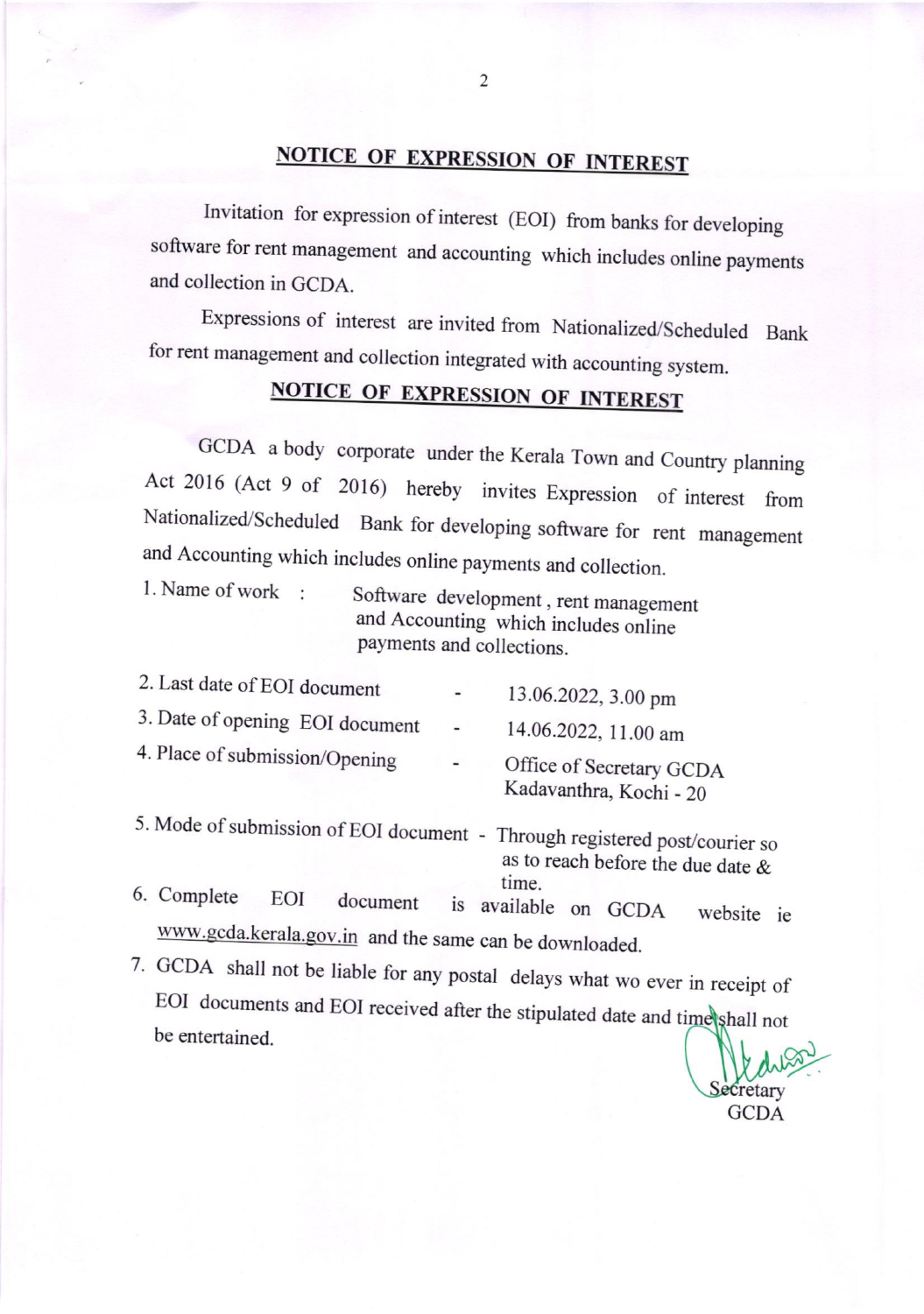## NOTICE OF EXPRESSION OF INTEREST

Invitation for expression of interest (EOI) from banks for developing software for rent management and accounting which includes online payments and collection in GCDA.

Expressions of interest are invited from Nationalized/Scheduled Bank for rent management and collection integrated with accounting system.

## NOTICE OF EXPRESSION OF INTEREST

GCDA a body corporate under the Kerala Town and Country planning Act 2016 (Act 9 of 2016) hereby invites Expression of interest from Nationalized/Scheduled Bank for developing software for rent management and Accounting which includes online payments and collection.

1. Name of work : Software development, rent management and Accounting which includes online payments and collections.
2. Last date of EOI document - 13.06.2022, 3.00 pm
3. Date of opening EOI document - 14.06.2022, 11.00 am
4. Place of submission/Opening - Office of Secretary GCDA Kadavanthra, Kochi - 20
5. Mode of submission of EOI document - Through registered post/courier so as to reach before the due date & time.
6. Complete EOI document is available on GCDA website ie www.gcda.kerala.gov.in and the same can be downloaded.
7. GCDA shall not be liable for any postal delays what wo ever in receipt of EOI documents and EOI received after the stipulated date and time shall not be entertained.

Secretary
GCDA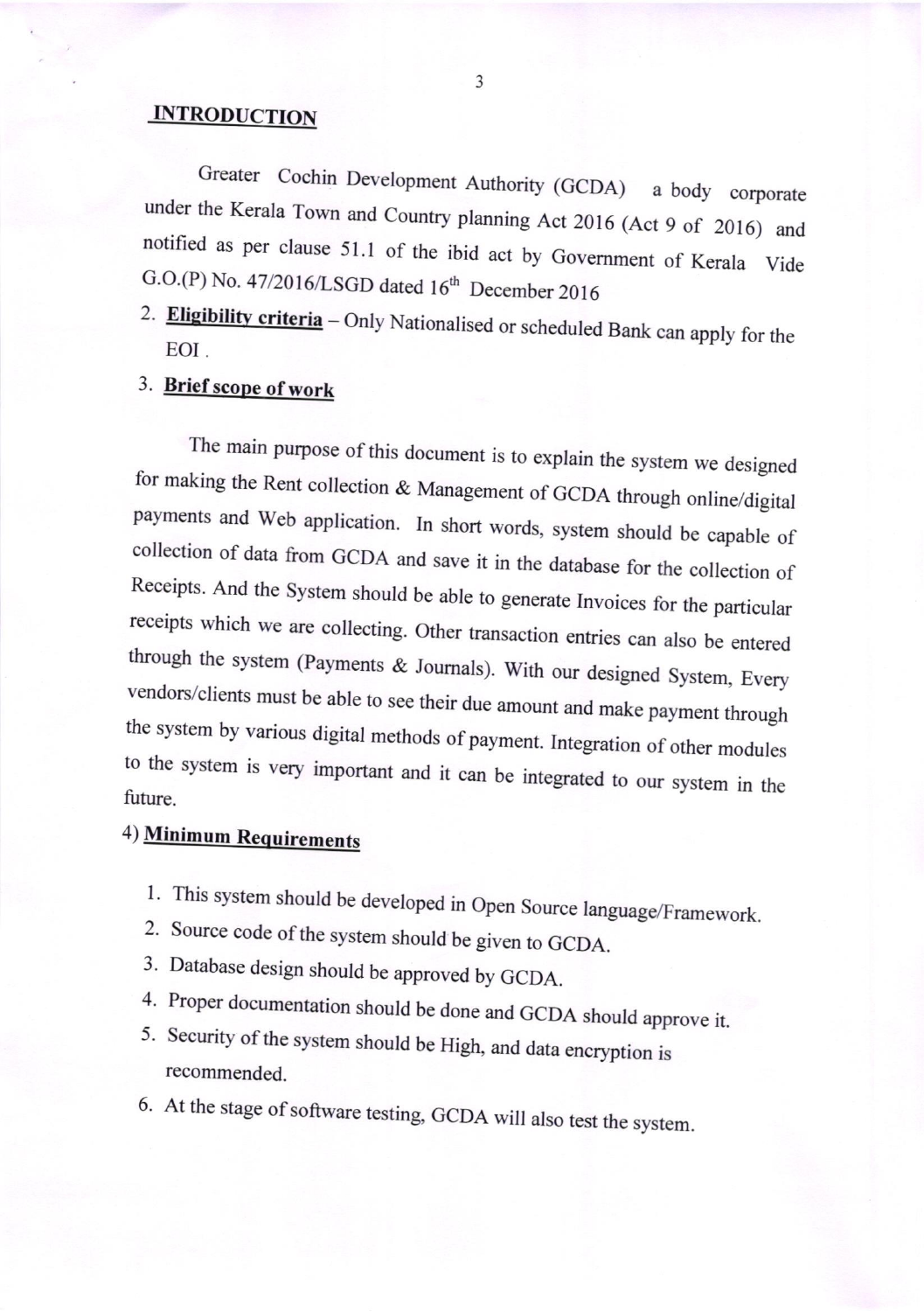## INTRODUCTION

Greater Cochin Development Authority (GCDA) a body corporate under the Kerala Town and Country planning Act 2016 (Act 9 of 2016) and notified as per clause 51.1 of the ibid act by Government of Kerala Vide G.O.(P) No. 47/2016/LSGD dated 16th December 2016

2. **Eligibility criteria** – Only Nationalised or scheduled Bank can apply for the EOI .

3. **Brief scope of work**

The main purpose of this document is to explain the system we designed for making the Rent collection & Management of GCDA through online/digital payments and Web application. In short words, system should be capable of collection of data from GCDA and save it in the database for the collection of Receipts. And the System should be able to generate Invoices for the particular receipts which we are collecting. Other transaction entries can also be entered through the system (Payments & Journals). With our designed System, Every vendors/clients must be able to see their due amount and make payment through the system by various digital methods of payment. Integration of other modules to the system is very important and it can be integrated to our system in the future.

4) **Minimum Requirements**

1. This system should be developed in Open Source language/Framework.
2. Source code of the system should be given to GCDA.
3. Database design should be approved by GCDA.
4. Proper documentation should be done and GCDA should approve it.
5. Security of the system should be High, and data encryption is recommended.
6. At the stage of software testing, GCDA will also test the system.